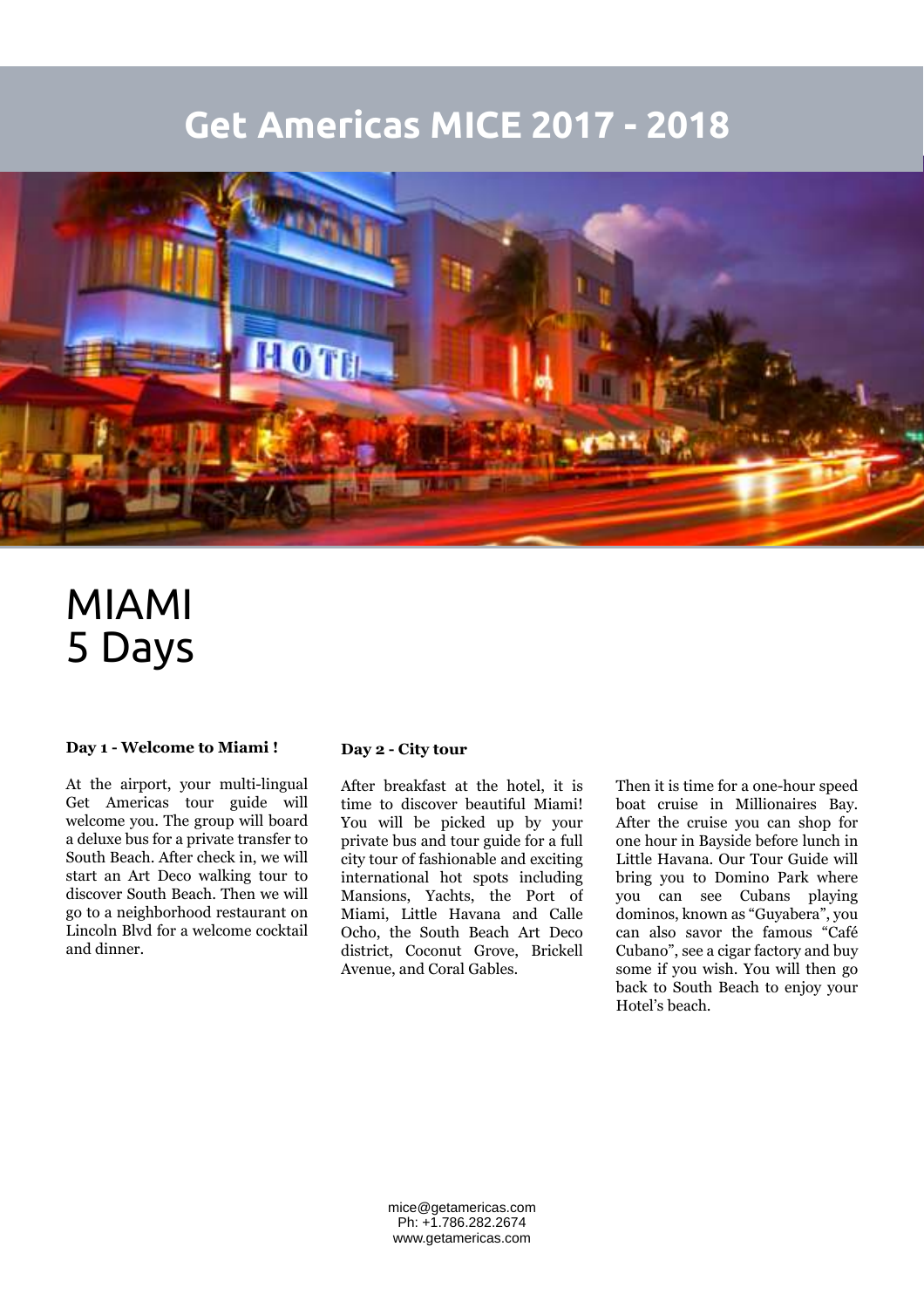# Get Americas MICE 2017 - 2018

# MIAMI
# 5 Days

**Day 1 - Welcome to Miami !**

At the airport, your multi-lingual Get Americas tour guide will welcome you. The group will board a deluxe bus for a private transfer to South Beach. After check in, we will start an Art Deco walking tour to discover South Beach. Then we will go to a neighborhood restaurant on Lincoln Blvd for a welcome cocktail and dinner.

**Day 2 - City tour**

After breakfast at the hotel, it is time to discover beautiful Miami! You will be picked up by your private bus and tour guide for a full city tour of fashionable and exciting international hot spots including Mansions, Yachts, the Port of Miami, Little Havana and Calle Ocho, the South Beach Art Deco district, Coconut Grove, Brickell Avenue, and Coral Gables.

Then it is time for a one-hour speed boat cruise in Millionaires Bay. After the cruise you can shop for one hour in Bayside before lunch in Little Havana. Our Tour Guide will bring you to Domino Park where you can see Cubans playing dominos, known as "Guyabera", you can also savor the famous "Café Cubano", see a cigar factory and buy some if you wish. You will then go back to South Beach to enjoy your Hotel's beach.

mice@getamericas.com
Ph: +1.786.282.2674
www.getamericas.com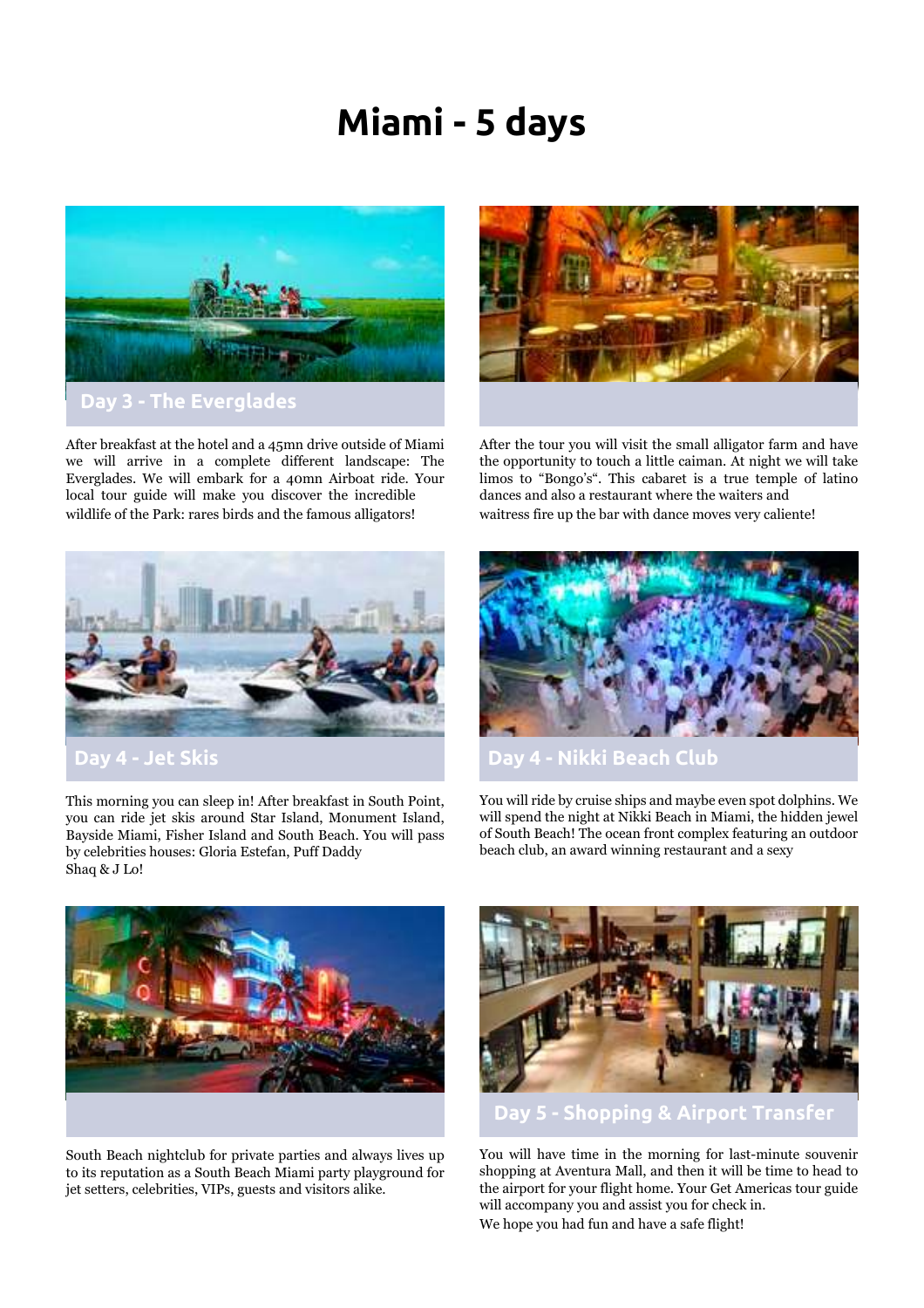# Miami - 5 days

## Day 3 - The Everglades

After breakfast at the hotel and a 45mn drive outside of Miami we will arrive in a complete different landscape: The Everglades. We will embark for a 40mn Airboat ride. Your local tour guide will make you discover the incredible wildlife of the Park: rares birds and the famous alligators!

After the tour you will visit the small alligator farm and have the opportunity to touch a little caiman. At night we will take limos to "Bongo's". This cabaret is a true temple of latino dances and also a restaurant where the waiters and waitress fire up the bar with dance moves very caliente!

## Day 4 - Jet Skis

This morning you can sleep in! After breakfast in South Point, you can ride jet skis around Star Island, Monument Island, Bayside Miami, Fisher Island and South Beach. You will pass by celebrities houses: Gloria Estefan, Puff Daddy Shaq & J Lo!

## Day 4 - Nikki Beach Club

You will ride by cruise ships and maybe even spot dolphins. We will spend the night at Nikki Beach in Miami, the hidden jewel of South Beach! The ocean front complex featuring an outdoor beach club, an award winning restaurant and a sexy South Beach nightclub for private parties and always lives up to its reputation as a South Beach Miami party playground for jet setters, celebrities, VIPs, guests and visitors alike.

## Day 5 - Shopping & Airport Transfer

You will have time in the morning for last-minute souvenir shopping at Aventura Mall, and then it will be time to head to the airport for your flight home. Your Get Americas tour guide will accompany you and assist you for check in.

We hope you had fun and have a safe flight!